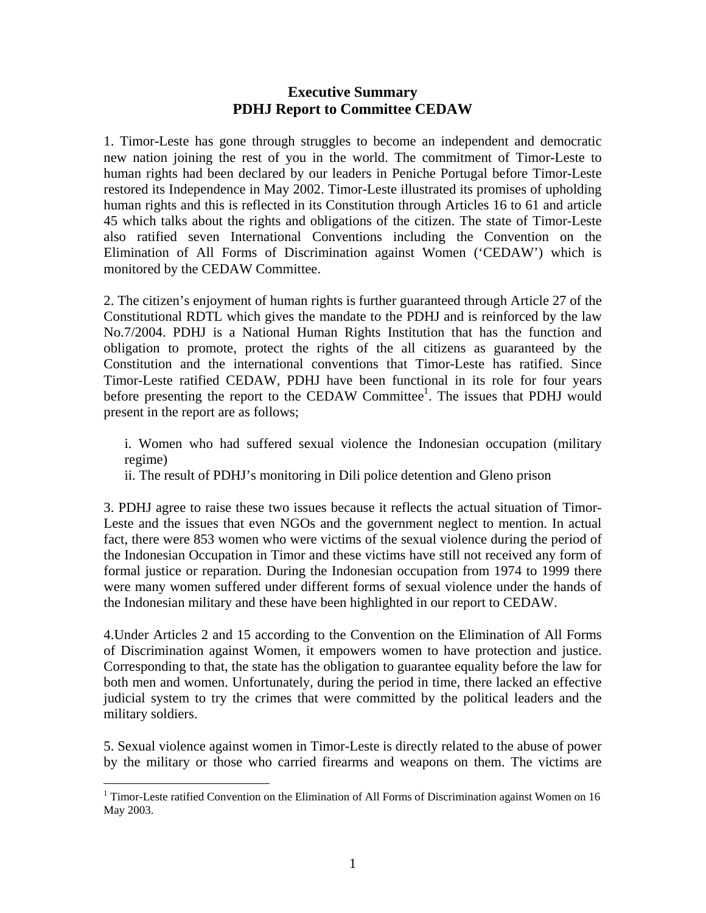# Executive Summary
# PDHJ Report to Committee CEDAW

1. Timor-Leste has gone through struggles to become an independent and democratic new nation joining the rest of you in the world. The commitment of Timor-Leste to human rights had been declared by our leaders in Peniche Portugal before Timor-Leste restored its Independence in May 2002. Timor-Leste illustrated its promises of upholding human rights and this is reflected in its Constitution through Articles 16 to 61 and article 45 which talks about the rights and obligations of the citizen. The state of Timor-Leste also ratified seven International Conventions including the Convention on the Elimination of All Forms of Discrimination against Women ('CEDAW') which is monitored by the CEDAW Committee.

2. The citizen's enjoyment of human rights is further guaranteed through Article 27 of the Constitutional RDTL which gives the mandate to the PDHJ and is reinforced by the law No.7/2004. PDHJ is a National Human Rights Institution that has the function and obligation to promote, protect the rights of the all citizens as guaranteed by the Constitution and the international conventions that Timor-Leste has ratified. Since Timor-Leste ratified CEDAW, PDHJ have been functional in its role for four years before presenting the report to the CEDAW Committee[1]. The issues that PDHJ would present in the report are as follows;

   i. Women who had suffered sexual violence the Indonesian occupation (military regime)
   ii. The result of PDHJ's monitoring in Dili police detention and Gleno prison

3. PDHJ agree to raise these two issues because it reflects the actual situation of Timor-Leste and the issues that even NGOs and the government neglect to mention. In actual fact, there were 853 women who were victims of the sexual violence during the period of the Indonesian Occupation in Timor and these victims have still not received any form of formal justice or reparation. During the Indonesian occupation from 1974 to 1999 there were many women suffered under different forms of sexual violence under the hands of the Indonesian military and these have been highlighted in our report to CEDAW.

4.Under Articles 2 and 15 according to the Convention on the Elimination of All Forms of Discrimination against Women, it empowers women to have protection and justice. Corresponding to that, the state has the obligation to guarantee equality before the law for both men and women. Unfortunately, during the period in time, there lacked an effective judicial system to try the crimes that were committed by the political leaders and the military soldiers.

5. Sexual violence against women in Timor-Leste is directly related to the abuse of power by the military or those who carried firearms and weapons on them. The victims are

[1] Timor-Leste ratified Convention on the Elimination of All Forms of Discrimination against Women on 16 May 2003.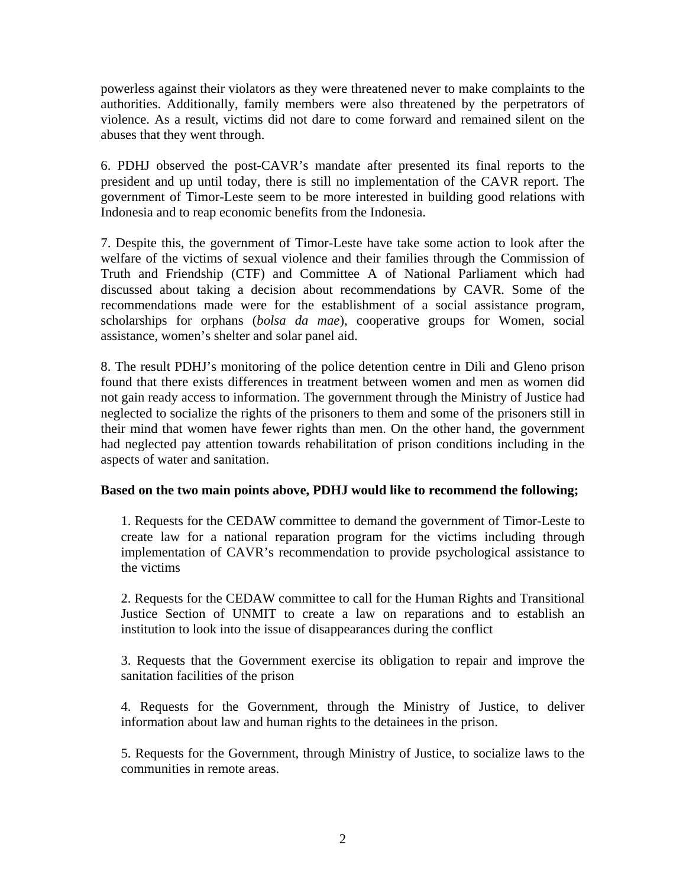powerless against their violators as they were threatened never to make complaints to the authorities. Additionally, family members were also threatened by the perpetrators of violence. As a result, victims did not dare to come forward and remained silent on the abuses that they went through.

6. PDHJ observed the post-CAVR's mandate after presented its final reports to the president and up until today, there is still no implementation of the CAVR report. The government of Timor-Leste seem to be more interested in building good relations with Indonesia and to reap economic benefits from the Indonesia.

7. Despite this, the government of Timor-Leste have take some action to look after the welfare of the victims of sexual violence and their families through the Commission of Truth and Friendship (CTF) and Committee A of National Parliament which had discussed about taking a decision about recommendations by CAVR. Some of the recommendations made were for the establishment of a social assistance program, scholarships for orphans (*bolsa da mae*), cooperative groups for Women, social assistance, women's shelter and solar panel aid.

8. The result PDHJ's monitoring of the police detention centre in Dili and Gleno prison found that there exists differences in treatment between women and men as women did not gain ready access to information. The government through the Ministry of Justice had neglected to socialize the rights of the prisoners to them and some of the prisoners still in their mind that women have fewer rights than men. On the other hand, the government had neglected pay attention towards rehabilitation of prison conditions including in the aspects of water and sanitation.

**Based on the two main points above, PDHJ would like to recommend the following;**

1. Requests for the CEDAW committee to demand the government of Timor-Leste to create law for a national reparation program for the victims including through implementation of CAVR's recommendation to provide psychological assistance to the victims

2. Requests for the CEDAW committee to call for the Human Rights and Transitional Justice Section of UNMIT to create a law on reparations and to establish an institution to look into the issue of disappearances during the conflict

3. Requests that the Government exercise its obligation to repair and improve the sanitation facilities of the prison

4. Requests for the Government, through the Ministry of Justice, to deliver information about law and human rights to the detainees in the prison.

5. Requests for the Government, through Ministry of Justice, to socialize laws to the communities in remote areas.